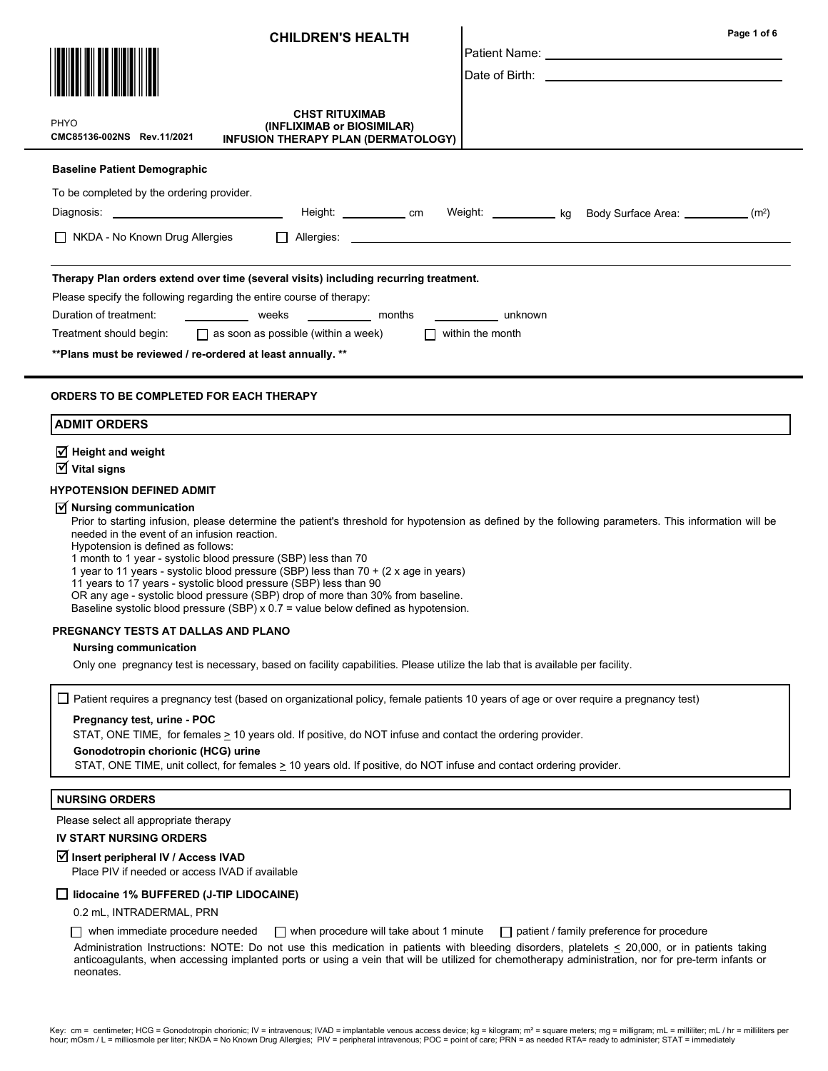# CHILDREN'S HEALTH

PHYO
CMC85136-002NS Rev.11/2021

**CHST RITUXIMAB (INFLIXIMAB or BIOSIMILAR) INFUSION THERAPY PLAN (DERMATOLOGY)**

Patient Name: ____________________

Date of Birth: ____________________

**Baseline Patient Demographic**

To be completed by the ordering provider.

Diagnosis: ____________________ Height: ________ cm Weight: ________ kg Body Surface Area: ________ ($m^2$)

☐ NKDA - No Known Drug Allergies ☐ Allergies: ____________________

**Therapy Plan orders extend over time (several visits) including recurring treatment.**

Please specify the following regarding the entire course of therapy:

Duration of treatment: ________ weeks ________ months ________ unknown

Treatment should begin: ☐ as soon as possible (within a week) ☐ within the month

**\*\*Plans must be reviewed / re-ordered at least annually. \*\***

## ORDERS TO BE COMPLETED FOR EACH THERAPY

## ADMIT ORDERS

☑ **Height and weight**

☑ **Vital signs**

### HYPOTENSION DEFINED ADMIT

☑ **Nursing communication**

Prior to starting infusion, please determine the patient's threshold for hypotension as defined by the following parameters. This information will be needed in the event of an infusion reaction.
Hypotension is defined as follows:
1 month to 1 year - systolic blood pressure (SBP) less than 70
1 year to 11 years - systolic blood pressure (SBP) less than 70 + (2 x age in years)
11 years to 17 years - systolic blood pressure (SBP) less than 90
OR any age - systolic blood pressure (SBP) drop of more than 30% from baseline.
Baseline systolic blood pressure (SBP) x 0.7 = value below defined as hypotension.

### PREGNANCY TESTS AT DALLAS AND PLANO

**Nursing communication**

Only one pregnancy test is necessary, based on facility capabilities. Please utilize the lab that is available per facility.

☐ Patient requires a pregnancy test (based on organizational policy, female patients 10 years of age or over require a pregnancy test)

**Pregnancy test, urine - POC**

STAT, ONE TIME, for females ≥ 10 years old. If positive, do NOT infuse and contact the ordering provider.

**Gonodotropin chorionic (HCG) urine**

STAT, ONE TIME, unit collect, for females ≥ 10 years old. If positive, do NOT infuse and contact ordering provider.

## NURSING ORDERS

Please select all appropriate therapy

### IV START NURSING ORDERS

☑ **Insert peripheral IV / Access IVAD**

Place PIV if needed or access IVAD if available

☐ **lidocaine 1% BUFFERED (J-TIP LIDOCAINE)**

0.2 mL, INTRADERMAL, PRN

☐ when immediate procedure needed ☐ when procedure will take about 1 minute ☐ patient / family preference for procedure

Administration Instructions: NOTE: Do not use this medication in patients with bleeding disorders, platelets ≤ 20,000, or in patients taking anticoagulants, when accessing implanted ports or using a vein that will be utilized for chemotherapy administration, nor for pre-term infants or neonates.

Key: cm = centimeter; HCG = Gonodotropin chorionic; IV = intravenous; IVAD = implantable venous access device; kg = kilogram; m² = square meters; mg = milligram; mL = milliliter; mL / hr = milliliters per hour; mOsm / L = milliosmole per liter; NKDA = No Known Drug Allergies; PIV = peripheral intravenous; POC = point of care; PRN = as needed RTA= ready to administer; STAT = immediately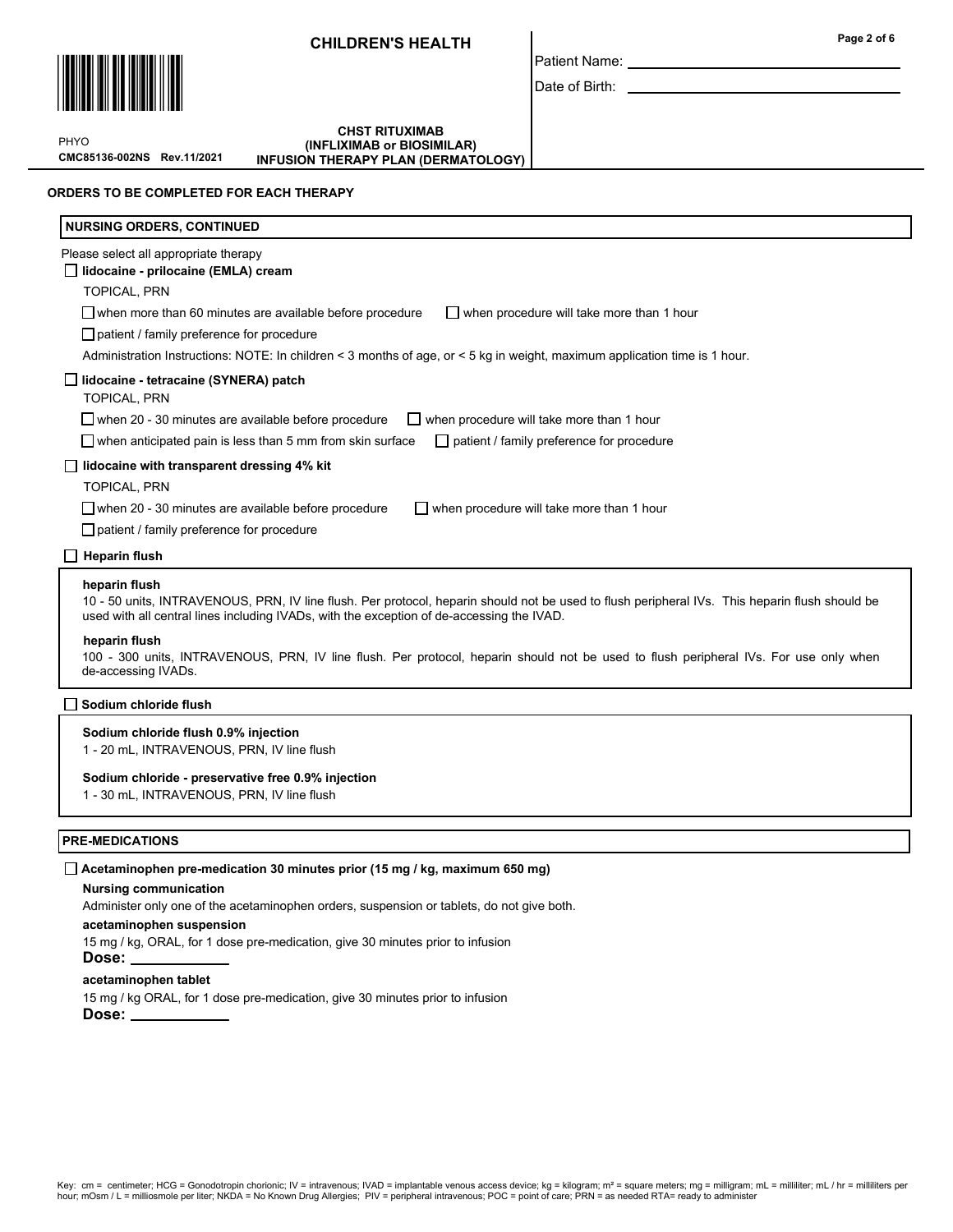ORDERS TO BE COMPLETED FOR EACH THERAPY

## NURSING ORDERS, CONTINUED

Please select all appropriate therapy

☐ **lidocaine - prilocaine (EMLA) cream**

TOPICAL, PRN

☐ when more than 60 minutes are available before procedure ☐ when procedure will take more than 1 hour

☐ patient / family preference for procedure

Administration Instructions: NOTE: In children < 3 months of age, or < 5 kg in weight, maximum application time is 1 hour.

☐ **lidocaine - tetracaine (SYNERA) patch**

TOPICAL, PRN

☐ when 20 - 30 minutes are available before procedure ☐ when procedure will take more than 1 hour

☐ when anticipated pain is less than 5 mm from skin surface ☐ patient / family preference for procedure

☐ **lidocaine with transparent dressing 4% kit**

TOPICAL, PRN

☐ when 20 - 30 minutes are available before procedure ☐ when procedure will take more than 1 hour

☐ patient / family preference for procedure

☐ **Heparin flush**

**heparin flush**

10 - 50 units, INTRAVENOUS, PRN, IV line flush. Per protocol, heparin should not be used to flush peripheral IVs. This heparin flush should be used with all central lines including IVADs, with the exception of de-accessing the IVAD.

**heparin flush**

100 - 300 units, INTRAVENOUS, PRN, IV line flush. Per protocol, heparin should not be used to flush peripheral IVs. For use only when de-accessing IVADs.

☐ **Sodium chloride flush**

**Sodium chloride flush 0.9% injection**

1 - 20 mL, INTRAVENOUS, PRN, IV line flush

**Sodium chloride - preservative free 0.9% injection**

1 - 30 mL, INTRAVENOUS, PRN, IV line flush

## PRE-MEDICATIONS

☐ **Acetaminophen pre-medication 30 minutes prior (15 mg / kg, maximum 650 mg)**

**Nursing communication**

Administer only one of the acetaminophen orders, suspension or tablets, do not give both.

**acetaminophen suspension**

15 mg / kg, ORAL, for 1 dose pre-medication, give 30 minutes prior to infusion

**Dose:** ____________

**acetaminophen tablet**

15 mg / kg ORAL, for 1 dose pre-medication, give 30 minutes prior to infusion

**Dose:** ____________

Key: cm = centimeter; HCG = Gonodotropin chorionic; IV = intravenous; IVAD = implantable venous access device; kg = kilogram; m² = square meters; mg = milligram; mL = milliliter; mL / hr = milliliters per hour; mOsm / L = milliosmole per liter; NKDA = No Known Drug Allergies; PIV = peripheral intravenous; POC = point of care; PRN = as needed RTA= ready to administer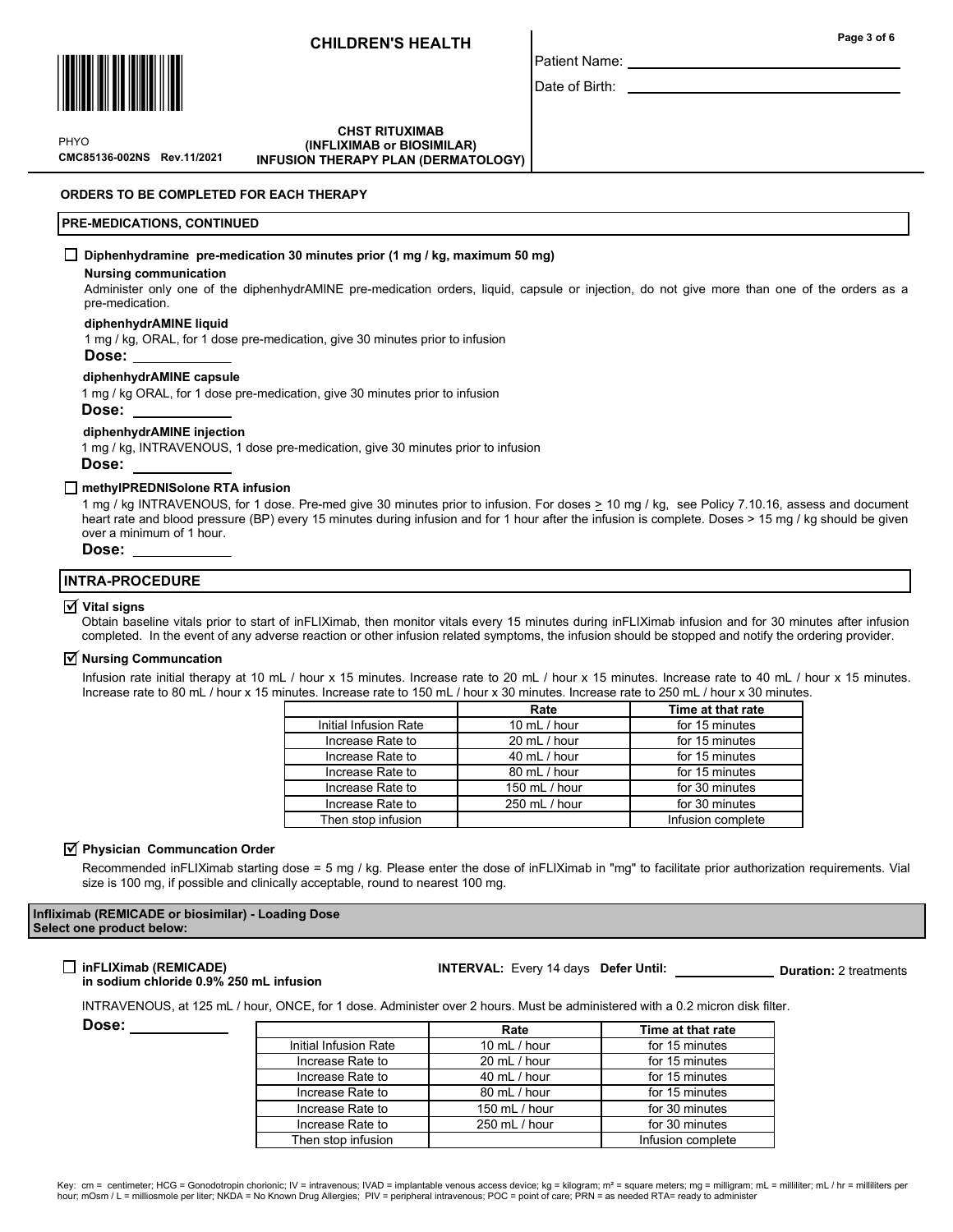**ORDERS TO BE COMPLETED FOR EACH THERAPY**

## PRE-MEDICATIONS, CONTINUED

☐ **Diphenhydramine pre-medication 30 minutes prior (1 mg / kg, maximum 50 mg)**

**Nursing communication**

Administer only one of the diphenhydrAMINE pre-medication orders, liquid, capsule or injection, do not give more than one of the orders as a pre-medication.

**diphenhydrAMINE liquid**

1 mg / kg, ORAL, for 1 dose pre-medication, give 30 minutes prior to infusion

**Dose:** ____________

**diphenhydrAMINE capsule**

1 mg / kg ORAL, for 1 dose pre-medication, give 30 minutes prior to infusion

**Dose:** ____________

**diphenhydrAMINE injection**

1 mg / kg, INTRAVENOUS, 1 dose pre-medication, give 30 minutes prior to infusion

**Dose:** ____________

☐ **methylPREDNISolone RTA infusion**

1 mg / kg INTRAVENOUS, for 1 dose. Pre-med give 30 minutes prior to infusion. For doses ≥ 10 mg / kg, see Policy 7.10.16, assess and document heart rate and blood pressure (BP) every 15 minutes during infusion and for 1 hour after the infusion is complete. Doses > 15 mg / kg should be given over a minimum of 1 hour.

**Dose:** ____________

## INTRA-PROCEDURE

☑ **Vital signs**

Obtain baseline vitals prior to start of inFLIXimab, then monitor vitals every 15 minutes during inFLIXimab infusion and for 30 minutes after infusion completed. In the event of any adverse reaction or other infusion related symptoms, the infusion should be stopped and notify the ordering provider.

☑ **Nursing Communcation**

Infusion rate initial therapy at 10 mL / hour x 15 minutes. Increase rate to 20 mL / hour x 15 minutes. Increase rate to 40 mL / hour x 15 minutes. Increase rate to 80 mL / hour x 15 minutes. Increase rate to 150 mL / hour x 30 minutes. Increase rate to 250 mL / hour x 30 minutes.

| | Rate | Time at that rate |
|---|---|---|
| Initial Infusion Rate | 10 mL / hour | for 15 minutes |
| Increase Rate to | 20 mL / hour | for 15 minutes |
| Increase Rate to | 40 mL / hour | for 15 minutes |
| Increase Rate to | 80 mL / hour | for 15 minutes |
| Increase Rate to | 150 mL / hour | for 30 minutes |
| Increase Rate to | 250 mL / hour | for 30 minutes |
| Then stop infusion | | Infusion complete |

☑ **Physician Communcation Order**

Recommended inFLIXimab starting dose = 5 mg / kg. Please enter the dose of inFLIXimab in "mg" to facilitate prior authorization requirements. Vial size is 100 mg, if possible and clinically acceptable, round to nearest 100 mg.

## Infliximab (REMICADE or biosimilar) - Loading Dose
**Select one product below:**

☐ **inFLIXimab (REMICADE) in sodium chloride 0.9% 250 mL infusion** — **INTERVAL:** Every 14 days **Defer Until:** ____________ **Duration:** 2 treatments

INTRAVENOUS, at 125 mL / hour, ONCE, for 1 dose. Administer over 2 hours. Must be administered with a 0.2 micron disk filter.

**Dose:** ____________

| | Rate | Time at that rate |
|---|---|---|
| Initial Infusion Rate | 10 mL / hour | for 15 minutes |
| Increase Rate to | 20 mL / hour | for 15 minutes |
| Increase Rate to | 40 mL / hour | for 15 minutes |
| Increase Rate to | 80 mL / hour | for 15 minutes |
| Increase Rate to | 150 mL / hour | for 30 minutes |
| Increase Rate to | 250 mL / hour | for 30 minutes |
| Then stop infusion | | Infusion complete |

Key: cm = centimeter; HCG = Gonodotropin chorionic; IV = intravenous; IVAD = implantable venous access device; kg = kilogram; m² = square meters; mg = milligram; mL = milliliter; mL / hr = milliliters per hour; mOsm / L = milliosmole per liter; NKDA = No Known Drug Allergies; PIV = peripheral intravenous; POC = point of care; PRN = as needed RTA= ready to administer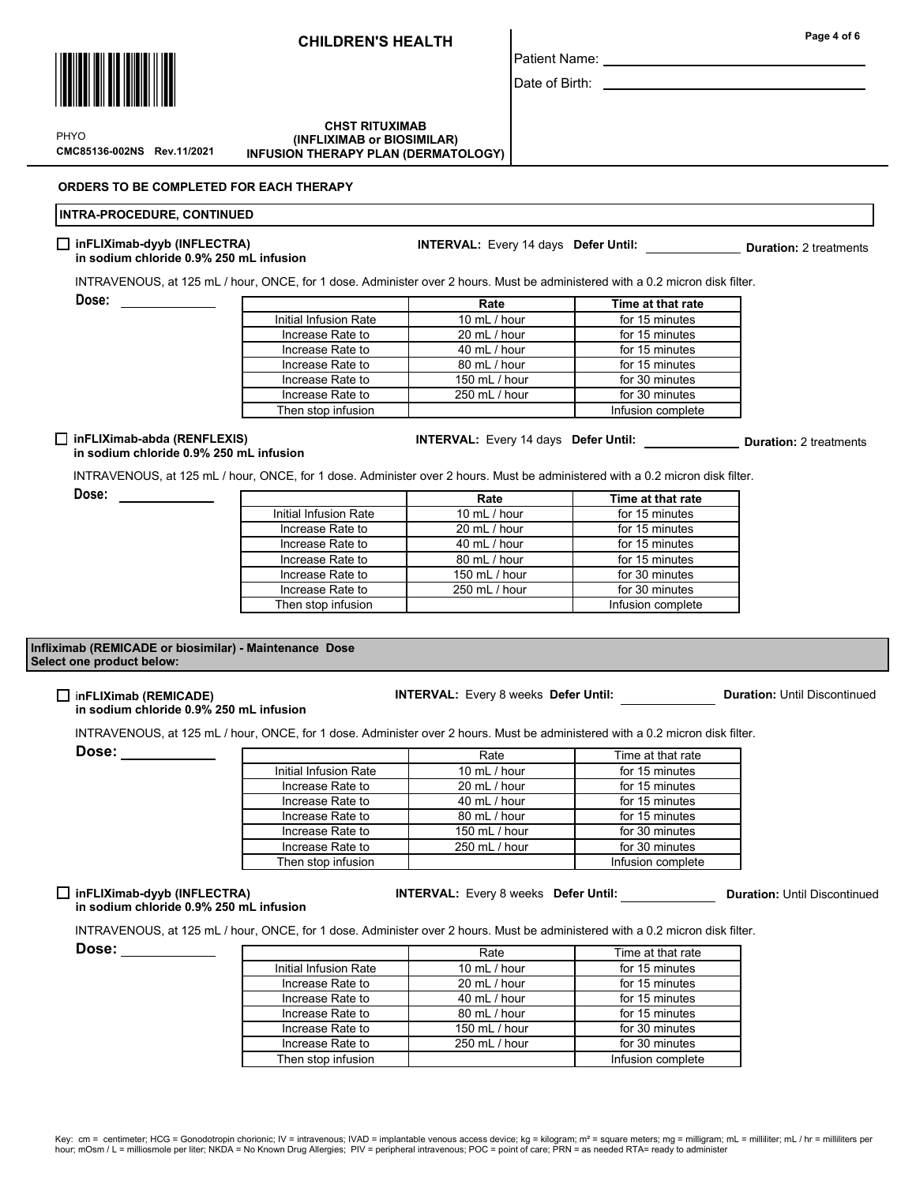**CHILDREN'S HEALTH**

Patient Name: ____________________

Date of Birth: ____________________

PHYO
**CMC85136-002NS Rev.11/2021**

**CHST RITUXIMAB (INFLIXIMAB or BIOSIMILAR) INFUSION THERAPY PLAN (DERMATOLOGY)**

### ORDERS TO BE COMPLETED FOR EACH THERAPY

### INTRA-PROCEDURE, CONTINUED

☐ **inFLIXimab-dyyb (INFLECTRA) in sodium chloride 0.9% 250 mL infusion**

**INTERVAL:** Every 14 days **Defer Until:** ____________ **Duration:** 2 treatments

INTRAVENOUS, at 125 mL / hour, ONCE, for 1 dose. Administer over 2 hours. Must be administered with a 0.2 micron disk filter.

**Dose:** ____________

| | Rate | Time at that rate |
|---|---|---|
| Initial Infusion Rate | 10 mL / hour | for 15 minutes |
| Increase Rate to | 20 mL / hour | for 15 minutes |
| Increase Rate to | 40 mL / hour | for 15 minutes |
| Increase Rate to | 80 mL / hour | for 15 minutes |
| Increase Rate to | 150 mL / hour | for 30 minutes |
| Increase Rate to | 250 mL / hour | for 30 minutes |
| Then stop infusion | | Infusion complete |

☐ **inFLIXimab-abda (RENFLEXIS) in sodium chloride 0.9% 250 mL infusion**

**INTERVAL:** Every 14 days **Defer Until:** ____________ **Duration:** 2 treatments

INTRAVENOUS, at 125 mL / hour, ONCE, for 1 dose. Administer over 2 hours. Must be administered with a 0.2 micron disk filter.

**Dose:** ____________

| | Rate | Time at that rate |
|---|---|---|
| Initial Infusion Rate | 10 mL / hour | for 15 minutes |
| Increase Rate to | 20 mL / hour | for 15 minutes |
| Increase Rate to | 40 mL / hour | for 15 minutes |
| Increase Rate to | 80 mL / hour | for 15 minutes |
| Increase Rate to | 150 mL / hour | for 30 minutes |
| Increase Rate to | 250 mL / hour | for 30 minutes |
| Then stop infusion | | Infusion complete |

### Infliximab (REMICADE or biosimilar) - Maintenance Dose
**Select one product below:**

☐ **inFLIXimab (REMICADE) in sodium chloride 0.9% 250 mL infusion**

**INTERVAL:** Every 8 weeks **Defer Until:** ____________ **Duration:** Until Discontinued

INTRAVENOUS, at 125 mL / hour, ONCE, for 1 dose. Administer over 2 hours. Must be administered with a 0.2 micron disk filter.

**Dose:** ____________

| | Rate | Time at that rate |
|---|---|---|
| Initial Infusion Rate | 10 mL / hour | for 15 minutes |
| Increase Rate to | 20 mL / hour | for 15 minutes |
| Increase Rate to | 40 mL / hour | for 15 minutes |
| Increase Rate to | 80 mL / hour | for 15 minutes |
| Increase Rate to | 150 mL / hour | for 30 minutes |
| Increase Rate to | 250 mL / hour | for 30 minutes |
| Then stop infusion | | Infusion complete |

☐ **inFLIXimab-dyyb (INFLECTRA) in sodium chloride 0.9% 250 mL infusion**

**INTERVAL:** Every 8 weeks **Defer Until:** ____________ **Duration:** Until Discontinued

INTRAVENOUS, at 125 mL / hour, ONCE, for 1 dose. Administer over 2 hours. Must be administered with a 0.2 micron disk filter.

**Dose:** ____________

| | Rate | Time at that rate |
|---|---|---|
| Initial Infusion Rate | 10 mL / hour | for 15 minutes |
| Increase Rate to | 20 mL / hour | for 15 minutes |
| Increase Rate to | 40 mL / hour | for 15 minutes |
| Increase Rate to | 80 mL / hour | for 15 minutes |
| Increase Rate to | 150 mL / hour | for 30 minutes |
| Increase Rate to | 250 mL / hour | for 30 minutes |
| Then stop infusion | | Infusion complete |

Key: cm = centimeter; HCG = Gonodotropin chorionic; IV = intravenous; IVAD = implantable venous access device; kg = kilogram; m² = square meters; mg = milligram; mL = milliliter; mL / hr = milliliters per hour; mOsm / L = milliosmole per liter; NKDA = No Known Drug Allergies; PIV = peripheral intravenous; POC = point of care; PRN = as needed RTA= ready to administer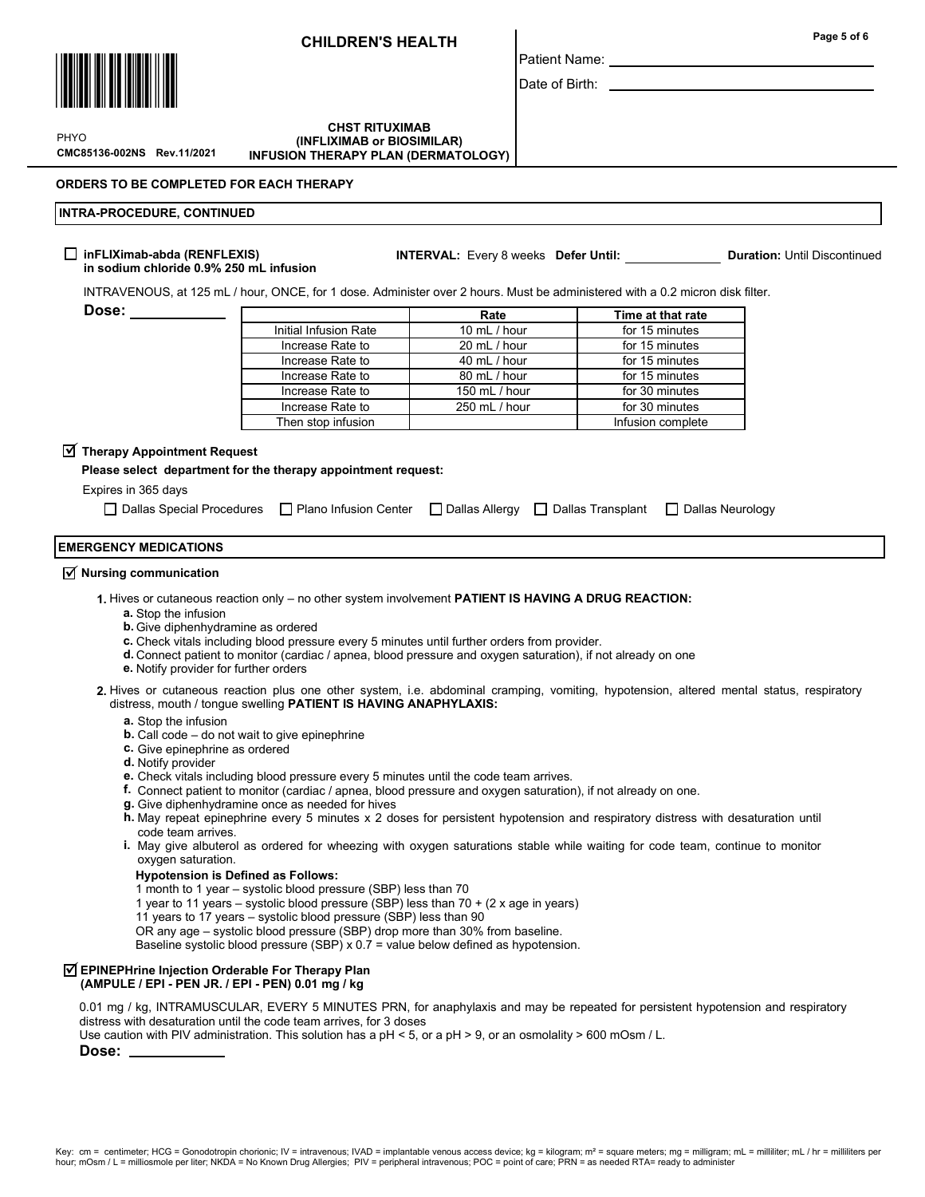# CHILDREN'S HEALTH

Patient Name: ______________________________

Date of Birth: ______________________________

PHYO
**CMC85136-002NS Rev.11/2021**

**CHST RITUXIMAB (INFLIXIMAB or BIOSIMILAR) INFUSION THERAPY PLAN (DERMATOLOGY)**

## ORDERS TO BE COMPLETED FOR EACH THERAPY

### INTRA-PROCEDURE, CONTINUED

☐ **inFLIXimab-abda (RENFLEXIS) in sodium chloride 0.9% 250 mL infusion** **INTERVAL:** Every 8 weeks **Defer Until:** ____________ **Duration:** Until Discontinued

INTRAVENOUS, at 125 mL / hour, ONCE, for 1 dose. Administer over 2 hours. Must be administered with a 0.2 micron disk filter.

**Dose:** ____________

| | Rate | Time at that rate |
|---|---|---|
| Initial Infusion Rate | 10 mL / hour | for 15 minutes |
| Increase Rate to | 20 mL / hour | for 15 minutes |
| Increase Rate to | 40 mL / hour | for 15 minutes |
| Increase Rate to | 80 mL / hour | for 15 minutes |
| Increase Rate to | 150 mL / hour | for 30 minutes |
| Increase Rate to | 250 mL / hour | for 30 minutes |
| Then stop infusion | | Infusion complete |

☑ **Therapy Appointment Request**

**Please select department for the therapy appointment request:**

Expires in 365 days

☐ Dallas Special Procedures ☐ Plano Infusion Center ☐ Dallas Allergy ☐ Dallas Transplant ☐ Dallas Neurology

### EMERGENCY MEDICATIONS

☑ **Nursing communication**

1. Hives or cutaneous reaction only – no other system involvement **PATIENT IS HAVING A DRUG REACTION:**
   - a. Stop the infusion
   - b. Give diphenhydramine as ordered
   - c. Check vitals including blood pressure every 5 minutes until further orders from provider.
   - d. Connect patient to monitor (cardiac / apnea, blood pressure and oxygen saturation), if not already on one
   - e. Notify provider for further orders
2. Hives or cutaneous reaction plus one other system, i.e. abdominal cramping, vomiting, hypotension, altered mental status, respiratory distress, mouth / tongue swelling **PATIENT IS HAVING ANAPHYLAXIS:**
   - a. Stop the infusion
   - b. Call code – do not wait to give epinephrine
   - c. Give epinephrine as ordered
   - d. Notify provider
   - e. Check vitals including blood pressure every 5 minutes until the code team arrives.
   - f. Connect patient to monitor (cardiac / apnea, blood pressure and oxygen saturation), if not already on one.
   - g. Give diphenhydramine once as needed for hives
   - h. May repeat epinephrine every 5 minutes x 2 doses for persistent hypotension and respiratory distress with desaturation until code team arrives.
   - i. May give albuterol as ordered for wheezing with oxygen saturations stable while waiting for code team, continue to monitor oxygen saturation.

   **Hypotension is Defined as Follows:**
   1 month to 1 year – systolic blood pressure (SBP) less than 70
   1 year to 11 years – systolic blood pressure (SBP) less than 70 + (2 x age in years)
   11 years to 17 years – systolic blood pressure (SBP) less than 90
   OR any age – systolic blood pressure (SBP) drop more than 30% from baseline.
   Baseline systolic blood pressure (SBP) x 0.7 = value below defined as hypotension.

☑ **EPINEPHrine Injection Orderable For Therapy Plan (AMPULE / EPI - PEN JR. / EPI - PEN) 0.01 mg / kg**

0.01 mg / kg, INTRAMUSCULAR, EVERY 5 MINUTES PRN, for anaphylaxis and may be repeated for persistent hypotension and respiratory distress with desaturation until the code team arrives, for 3 doses
Use caution with PIV administration. This solution has a pH < 5, or a pH > 9, or an osmolality > 600 mOsm / L.

**Dose:** ____________

Key: cm = centimeter; HCG = Gonodotropin chorionic; IV = intravenous; IVAD = implantable venous access device; kg = kilogram; m² = square meters; mg = milligram; mL = milliliter; mL / hr = milliliters per hour; mOsm / L = milliosmole per liter; NKDA = No Known Drug Allergies; PIV = peripheral intravenous; POC = point of care; PRN = as needed RTA= ready to administer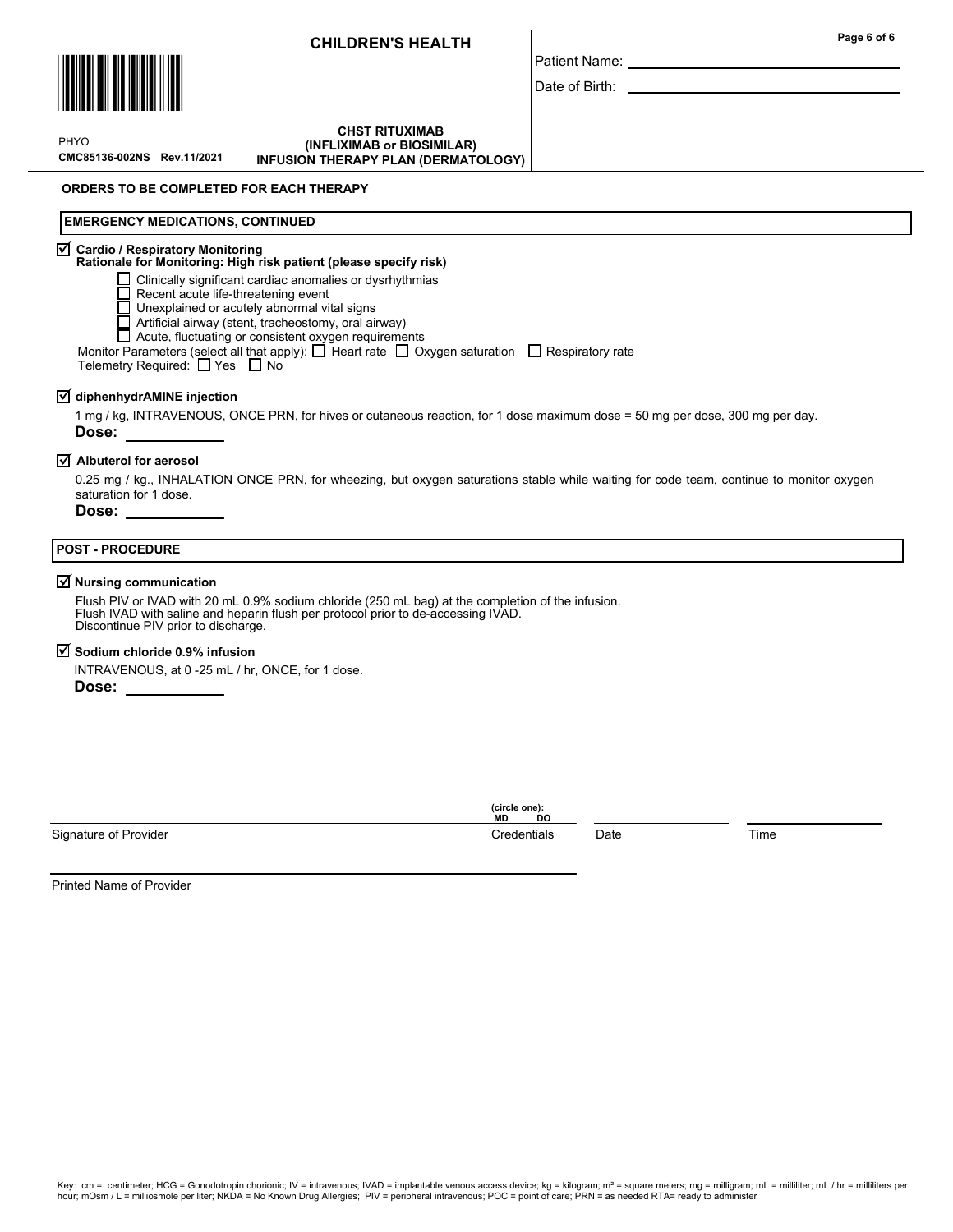**CHILDREN'S HEALTH**

Patient Name: ____________________

Date of Birth: ____________________

PHYO
**CMC85136-002NS Rev.11/2021**

**CHST RITUXIMAB (INFLIXIMAB or BIOSIMILAR) INFUSION THERAPY PLAN (DERMATOLOGY)**

**ORDERS TO BE COMPLETED FOR EACH THERAPY**

## EMERGENCY MEDICATIONS, CONTINUED

☑ **Cardio / Respiratory Monitoring**
**Rationale for Monitoring: High risk patient (please specify risk)**

- ☐ Clinically significant cardiac anomalies or dysrhythmias
- ☐ Recent acute life-threatening event
- ☐ Unexplained or acutely abnormal vital signs
- ☐ Artificial airway (stent, tracheostomy, oral airway)
- ☐ Acute, fluctuating or consistent oxygen requirements

Monitor Parameters (select all that apply): ☐ Heart rate ☐ Oxygen saturation ☐ Respiratory rate
Telemetry Required: ☐ Yes ☐ No

☑ **diphenhydrAMINE injection**

1 mg / kg, INTRAVENOUS, ONCE PRN, for hives or cutaneous reaction, for 1 dose maximum dose = 50 mg per dose, 300 mg per day.
**Dose:** ____________

☑ **Albuterol for aerosol**

0.25 mg / kg., INHALATION ONCE PRN, for wheezing, but oxygen saturations stable while waiting for code team, continue to monitor oxygen saturation for 1 dose.
**Dose:** ____________

## POST - PROCEDURE

☑ **Nursing communication**

Flush PIV or IVAD with 20 mL 0.9% sodium chloride (250 mL bag) at the completion of the infusion.
Flush IVAD with saline and heparin flush per protocol prior to de-accessing IVAD.
Discontinue PIV prior to discharge.

☑ **Sodium chloride 0.9% infusion**

INTRAVENOUS, at 0 -25 mL / hr, ONCE, for 1 dose.
**Dose:** ____________

| | | | |
|---|---|---|---|
| Signature of Provider | Credentials (circle one): MD DO | Date | Time |

Printed Name of Provider

Key: cm = centimeter; HCG = Gonodotropin chorionic; IV = intravenous; IVAD = implantable venous access device; kg = kilogram; m² = square meters; mg = milligram; mL = milliliter; mL / hr = milliliters per hour; mOsm / L = milliosmole per liter; NKDA = No Known Drug Allergies; PIV = peripheral intravenous; POC = point of care; PRN = as needed RTA= ready to administer